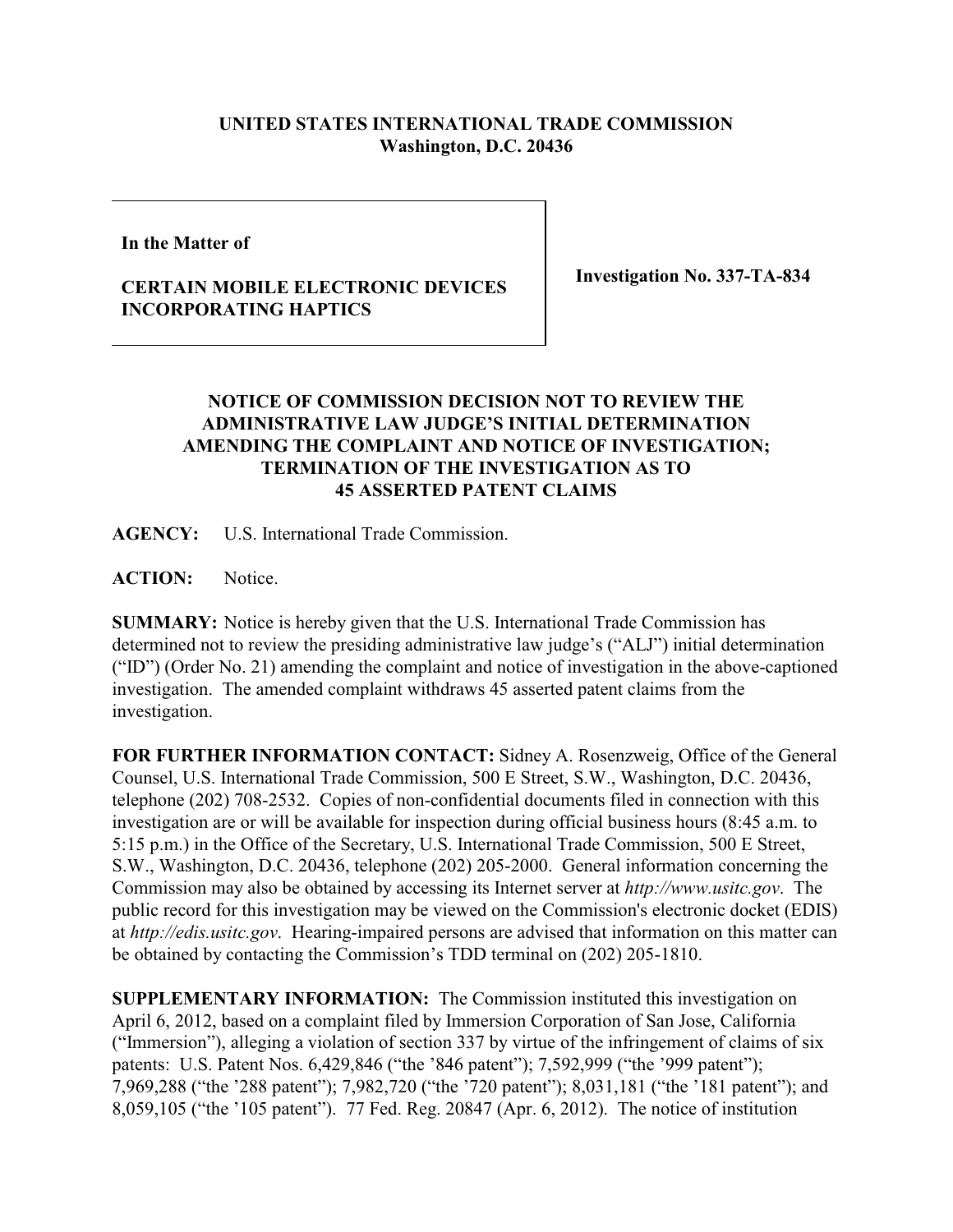**UNITED STATES INTERNATIONAL TRADE COMMISSION**
**Washington, D.C. 20436**

| | |
|---|---|
| **In the Matter of**<br><br>**CERTAIN MOBILE ELECTRONIC DEVICES INCORPORATING HAPTICS** | **Investigation No. 337-TA-834** |

**NOTICE OF COMMISSION DECISION NOT TO REVIEW THE ADMINISTRATIVE LAW JUDGE'S INITIAL DETERMINATION AMENDING THE COMPLAINT AND NOTICE OF INVESTIGATION; TERMINATION OF THE INVESTIGATION AS TO 45 ASSERTED PATENT CLAIMS**

**AGENCY:** U.S. International Trade Commission.

**ACTION:** Notice.

**SUMMARY:** Notice is hereby given that the U.S. International Trade Commission has determined not to review the presiding administrative law judge's ("ALJ") initial determination ("ID") (Order No. 21) amending the complaint and notice of investigation in the above-captioned investigation. The amended complaint withdraws 45 asserted patent claims from the investigation.

**FOR FURTHER INFORMATION CONTACT:** Sidney A. Rosenzweig, Office of the General Counsel, U.S. International Trade Commission, 500 E Street, S.W., Washington, D.C. 20436, telephone (202) 708-2532. Copies of non-confidential documents filed in connection with this investigation are or will be available for inspection during official business hours (8:45 a.m. to 5:15 p.m.) in the Office of the Secretary, U.S. International Trade Commission, 500 E Street, S.W., Washington, D.C. 20436, telephone (202) 205-2000. General information concerning the Commission may also be obtained by accessing its Internet server at *http://www.usitc.gov*. The public record for this investigation may be viewed on the Commission's electronic docket (EDIS) at *http://edis.usitc.gov*. Hearing-impaired persons are advised that information on this matter can be obtained by contacting the Commission's TDD terminal on (202) 205-1810.

**SUPPLEMENTARY INFORMATION:** The Commission instituted this investigation on April 6, 2012, based on a complaint filed by Immersion Corporation of San Jose, California ("Immersion"), alleging a violation of section 337 by virtue of the infringement of claims of six patents: U.S. Patent Nos. 6,429,846 ("the '846 patent"); 7,592,999 ("the '999 patent"); 7,969,288 ("the '288 patent"); 7,982,720 ("the '720 patent"); 8,031,181 ("the '181 patent"); and 8,059,105 ("the '105 patent"). 77 Fed. Reg. 20847 (Apr. 6, 2012). The notice of institution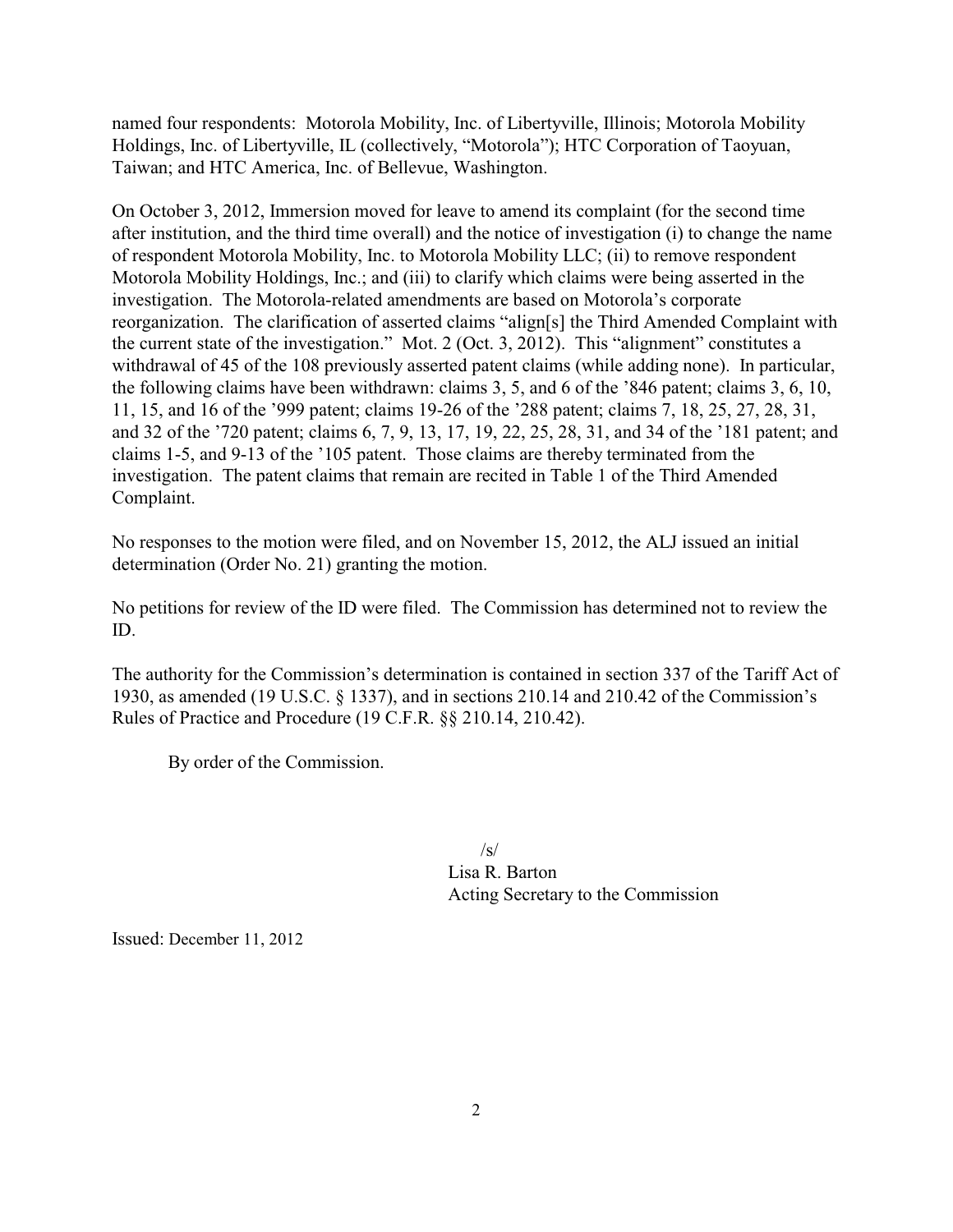named four respondents: Motorola Mobility, Inc. of Libertyville, Illinois; Motorola Mobility Holdings, Inc. of Libertyville, IL (collectively, "Motorola"); HTC Corporation of Taoyuan, Taiwan; and HTC America, Inc. of Bellevue, Washington.

On October 3, 2012, Immersion moved for leave to amend its complaint (for the second time after institution, and the third time overall) and the notice of investigation (i) to change the name of respondent Motorola Mobility, Inc. to Motorola Mobility LLC; (ii) to remove respondent Motorola Mobility Holdings, Inc.; and (iii) to clarify which claims were being asserted in the investigation. The Motorola-related amendments are based on Motorola's corporate reorganization. The clarification of asserted claims "align[s] the Third Amended Complaint with the current state of the investigation." Mot. 2 (Oct. 3, 2012). This "alignment" constitutes a withdrawal of 45 of the 108 previously asserted patent claims (while adding none). In particular, the following claims have been withdrawn: claims 3, 5, and 6 of the '846 patent; claims 3, 6, 10, 11, 15, and 16 of the '999 patent; claims 19-26 of the '288 patent; claims 7, 18, 25, 27, 28, 31, and 32 of the '720 patent; claims 6, 7, 9, 13, 17, 19, 22, 25, 28, 31, and 34 of the '181 patent; and claims 1-5, and 9-13 of the '105 patent. Those claims are thereby terminated from the investigation. The patent claims that remain are recited in Table 1 of the Third Amended Complaint.

No responses to the motion were filed, and on November 15, 2012, the ALJ issued an initial determination (Order No. 21) granting the motion.

No petitions for review of the ID were filed. The Commission has determined not to review the ID.

The authority for the Commission's determination is contained in section 337 of the Tariff Act of 1930, as amended (19 U.S.C. § 1337), and in sections 210.14 and 210.42 of the Commission's Rules of Practice and Procedure (19 C.F.R. §§ 210.14, 210.42).

By order of the Commission.

/s/
Lisa R. Barton
Acting Secretary to the Commission

Issued: December 11, 2012